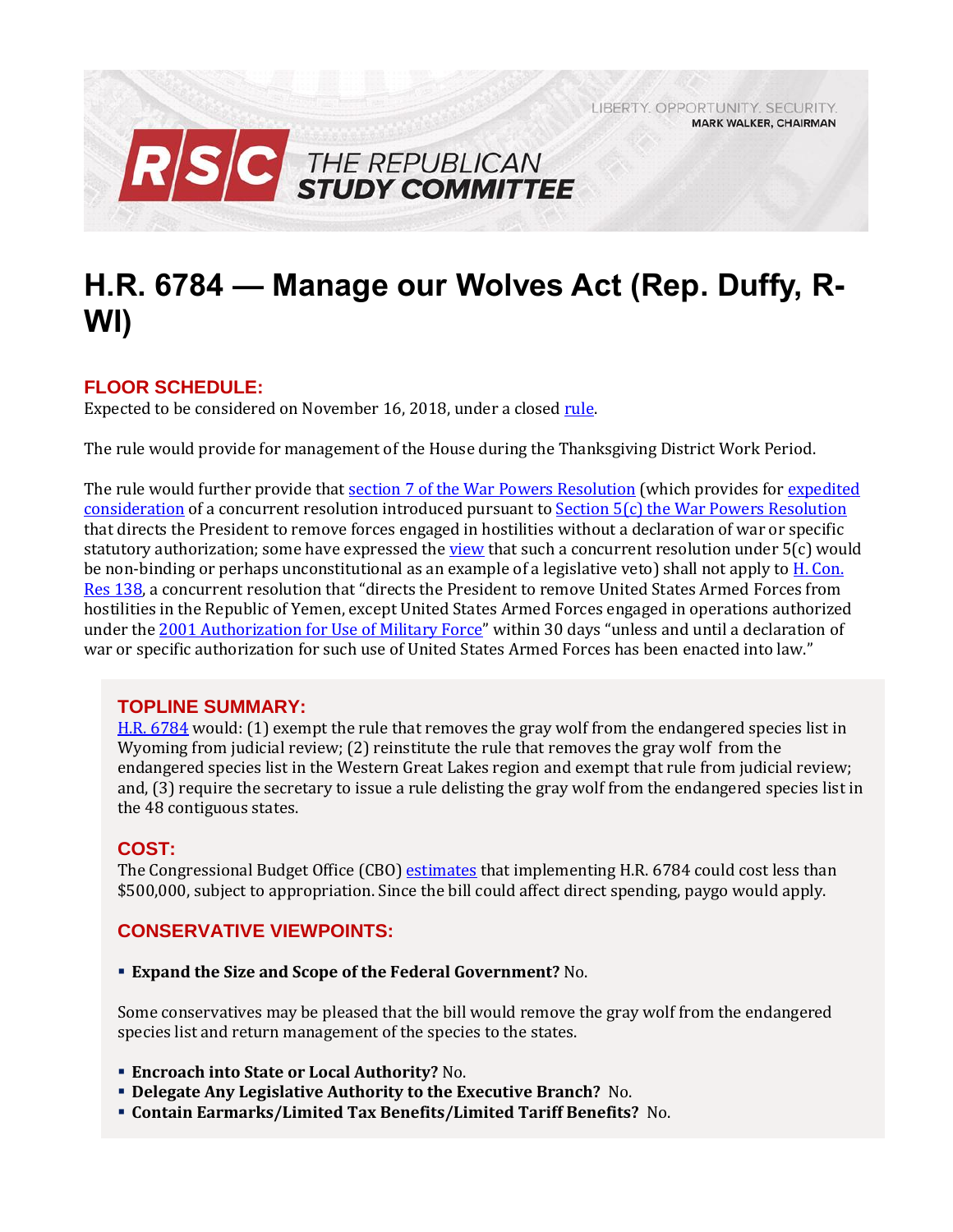LIBERTY. OPPORTUNITY. SECURITY.
MARK WALKER, CHAIRMAN

RSC THE REPUBLICAN STUDY COMMITTEE

# H.R. 6784 — Manage our Wolves Act (Rep. Duffy, R-WI)

## FLOOR SCHEDULE:

Expected to be considered on November 16, 2018, under a closed rule.

The rule would provide for management of the House during the Thanksgiving District Work Period.

The rule would further provide that section 7 of the War Powers Resolution (which provides for expedited consideration of a concurrent resolution introduced pursuant to Section 5(c) the War Powers Resolution that directs the President to remove forces engaged in hostilities without a declaration of war or specific statutory authorization; some have expressed the view that such a concurrent resolution under 5(c) would be non-binding or perhaps unconstitutional as an example of a legislative veto) shall not apply to H. Con. Res 138, a concurrent resolution that "directs the President to remove United States Armed Forces from hostilities in the Republic of Yemen, except United States Armed Forces engaged in operations authorized under the 2001 Authorization for Use of Military Force" within 30 days "unless and until a declaration of war or specific authorization for such use of United States Armed Forces has been enacted into law."

## TOPLINE SUMMARY:

H.R. 6784 would: (1) exempt the rule that removes the gray wolf from the endangered species list in Wyoming from judicial review; (2) reinstitute the rule that removes the gray wolf from the endangered species list in the Western Great Lakes region and exempt that rule from judicial review; and, (3) require the secretary to issue a rule delisting the gray wolf from the endangered species list in the 48 contiguous states.

## COST:

The Congressional Budget Office (CBO) estimates that implementing H.R. 6784 could cost less than $500,000, subject to appropriation. Since the bill could affect direct spending, paygo would apply.

## CONSERVATIVE VIEWPOINTS:

- **Expand the Size and Scope of the Federal Government?** No.

Some conservatives may be pleased that the bill would remove the gray wolf from the endangered species list and return management of the species to the states.

- **Encroach into State or Local Authority?** No.
- **Delegate Any Legislative Authority to the Executive Branch?** No.
- **Contain Earmarks/Limited Tax Benefits/Limited Tariff Benefits?** No.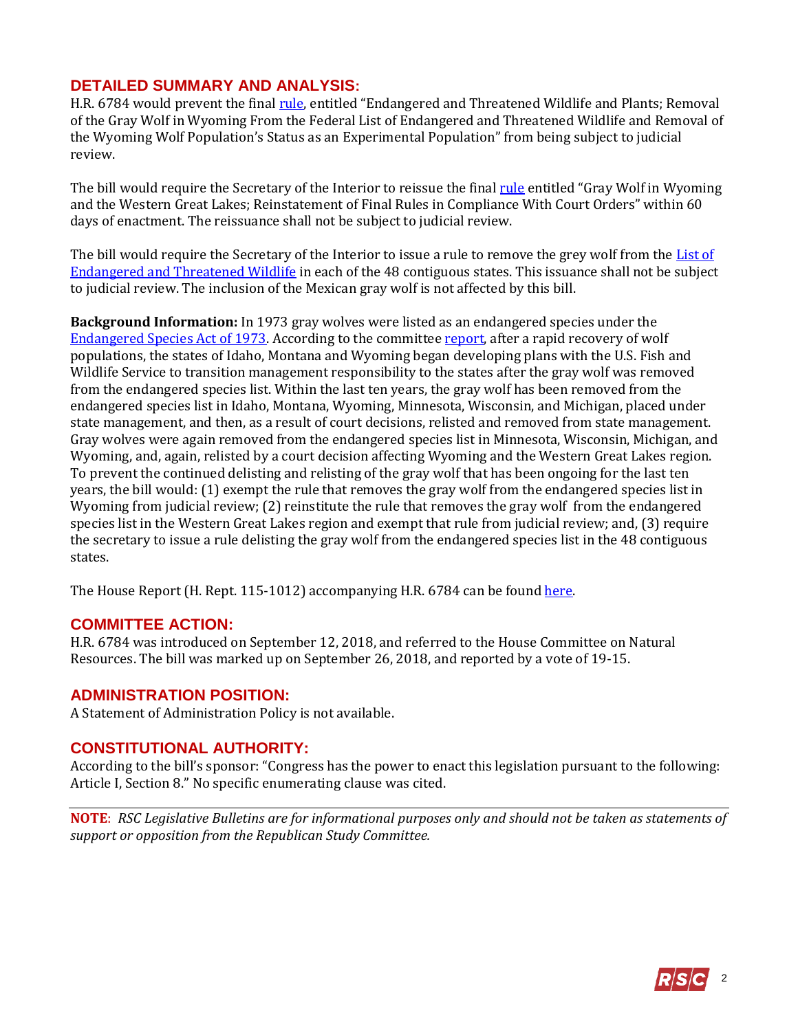## DETAILED SUMMARY AND ANALYSIS:

H.R. 6784 would prevent the final rule, entitled "Endangered and Threatened Wildlife and Plants; Removal of the Gray Wolf in Wyoming From the Federal List of Endangered and Threatened Wildlife and Removal of the Wyoming Wolf Population's Status as an Experimental Population" from being subject to judicial review.

The bill would require the Secretary of the Interior to reissue the final rule entitled "Gray Wolf in Wyoming and the Western Great Lakes; Reinstatement of Final Rules in Compliance With Court Orders" within 60 days of enactment. The reissuance shall not be subject to judicial review.

The bill would require the Secretary of the Interior to issue a rule to remove the grey wolf from the List of Endangered and Threatened Wildlife in each of the 48 contiguous states. This issuance shall not be subject to judicial review. The inclusion of the Mexican gray wolf is not affected by this bill.

**Background Information:** In 1973 gray wolves were listed as an endangered species under the Endangered Species Act of 1973. According to the committee report, after a rapid recovery of wolf populations, the states of Idaho, Montana and Wyoming began developing plans with the U.S. Fish and Wildlife Service to transition management responsibility to the states after the gray wolf was removed from the endangered species list. Within the last ten years, the gray wolf has been removed from the endangered species list in Idaho, Montana, Wyoming, Minnesota, Wisconsin, and Michigan, placed under state management, and then, as a result of court decisions, relisted and removed from state management. Gray wolves were again removed from the endangered species list in Minnesota, Wisconsin, Michigan, and Wyoming, and, again, relisted by a court decision affecting Wyoming and the Western Great Lakes region. To prevent the continued delisting and relisting of the gray wolf that has been ongoing for the last ten years, the bill would: (1) exempt the rule that removes the gray wolf from the endangered species list in Wyoming from judicial review; (2) reinstitute the rule that removes the gray wolf from the endangered species list in the Western Great Lakes region and exempt that rule from judicial review; and, (3) require the secretary to issue a rule delisting the gray wolf from the endangered species list in the 48 contiguous states.

The House Report (H. Rept. 115-1012) accompanying H.R. 6784 can be found here.

## COMMITTEE ACTION:

H.R. 6784 was introduced on September 12, 2018, and referred to the House Committee on Natural Resources. The bill was marked up on September 26, 2018, and reported by a vote of 19-15.

## ADMINISTRATION POSITION:

A Statement of Administration Policy is not available.

## CONSTITUTIONAL AUTHORITY:

According to the bill's sponsor: "Congress has the power to enact this legislation pursuant to the following: Article I, Section 8." No specific enumerating clause was cited.

---

**NOTE**: *RSC Legislative Bulletins are for informational purposes only and should not be taken as statements of support or opposition from the Republican Study Committee.*